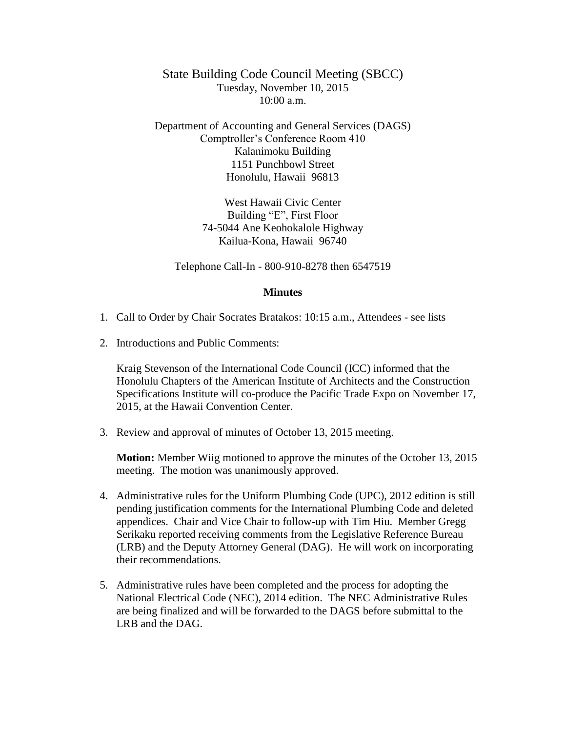# State Building Code Council Meeting (SBCC)

Tuesday, November 10, 2015  
10:00 a.m.

Department of Accounting and General Services (DAGS)  
Comptroller's Conference Room 410  
Kalanimoku Building  
1151 Punchbowl Street  
Honolulu, Hawaii 96813

West Hawaii Civic Center  
Building "E", First Floor  
74-5044 Ane Keohokalole Highway  
Kailua-Kona, Hawaii 96740

Telephone Call-In - 800-910-8278 then 6547519

## Minutes

1. Call to Order by Chair Socrates Bratakos: 10:15 a.m., Attendees - see lists

2. Introductions and Public Comments:

   Kraig Stevenson of the International Code Council (ICC) informed that the Honolulu Chapters of the American Institute of Architects and the Construction Specifications Institute will co-produce the Pacific Trade Expo on November 17, 2015, at the Hawaii Convention Center.

3. Review and approval of minutes of October 13, 2015 meeting.

   **Motion:** Member Wiig motioned to approve the minutes of the October 13, 2015 meeting. The motion was unanimously approved.

4. Administrative rules for the Uniform Plumbing Code (UPC), 2012 edition is still pending justification comments for the International Plumbing Code and deleted appendices. Chair and Vice Chair to follow-up with Tim Hiu. Member Gregg Serikaku reported receiving comments from the Legislative Reference Bureau (LRB) and the Deputy Attorney General (DAG). He will work on incorporating their recommendations.

5. Administrative rules have been completed and the process for adopting the National Electrical Code (NEC), 2014 edition. The NEC Administrative Rules are being finalized and will be forwarded to the DAGS before submittal to the LRB and the DAG.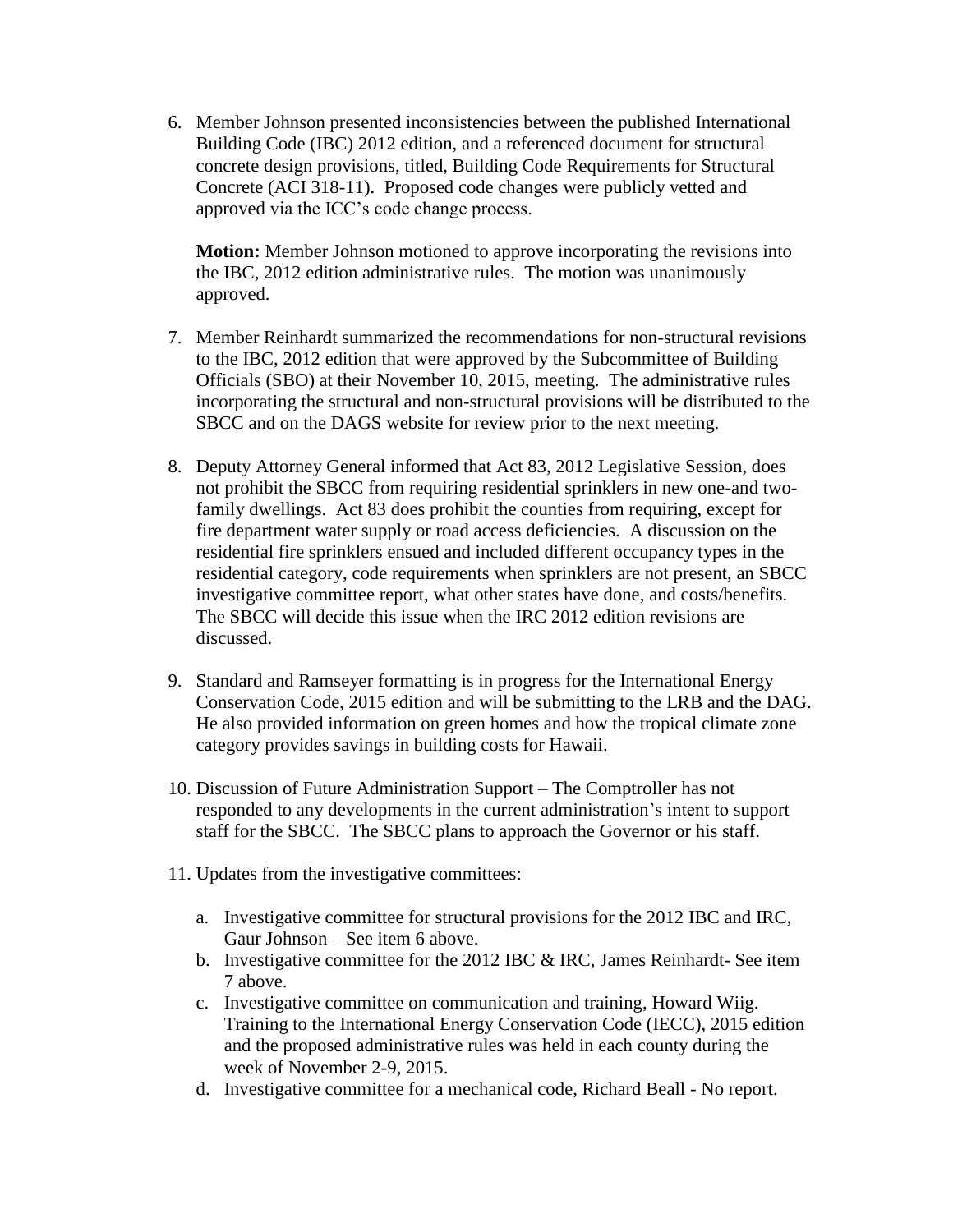6. Member Johnson presented inconsistencies between the published International Building Code (IBC) 2012 edition, and a referenced document for structural concrete design provisions, titled, Building Code Requirements for Structural Concrete (ACI 318-11). Proposed code changes were publicly vetted and approved via the ICC's code change process.

   **Motion:** Member Johnson motioned to approve incorporating the revisions into the IBC, 2012 edition administrative rules. The motion was unanimously approved.

7. Member Reinhardt summarized the recommendations for non-structural revisions to the IBC, 2012 edition that were approved by the Subcommittee of Building Officials (SBO) at their November 10, 2015, meeting. The administrative rules incorporating the structural and non-structural provisions will be distributed to the SBCC and on the DAGS website for review prior to the next meeting.

8. Deputy Attorney General informed that Act 83, 2012 Legislative Session, does not prohibit the SBCC from requiring residential sprinklers in new one-and two-family dwellings. Act 83 does prohibit the counties from requiring, except for fire department water supply or road access deficiencies. A discussion on the residential fire sprinklers ensued and included different occupancy types in the residential category, code requirements when sprinklers are not present, an SBCC investigative committee report, what other states have done, and costs/benefits. The SBCC will decide this issue when the IRC 2012 edition revisions are discussed.

9. Standard and Ramseyer formatting is in progress for the International Energy Conservation Code, 2015 edition and will be submitting to the LRB and the DAG. He also provided information on green homes and how the tropical climate zone category provides savings in building costs for Hawaii.

10. Discussion of Future Administration Support – The Comptroller has not responded to any developments in the current administration's intent to support staff for the SBCC. The SBCC plans to approach the Governor or his staff.

11. Updates from the investigative committees:

    a. Investigative committee for structural provisions for the 2012 IBC and IRC, Gaur Johnson – See item 6 above.
    b. Investigative committee for the 2012 IBC & IRC, James Reinhardt- See item 7 above.
    c. Investigative committee on communication and training, Howard Wiig. Training to the International Energy Conservation Code (IECC), 2015 edition and the proposed administrative rules was held in each county during the week of November 2-9, 2015.
    d. Investigative committee for a mechanical code, Richard Beall - No report.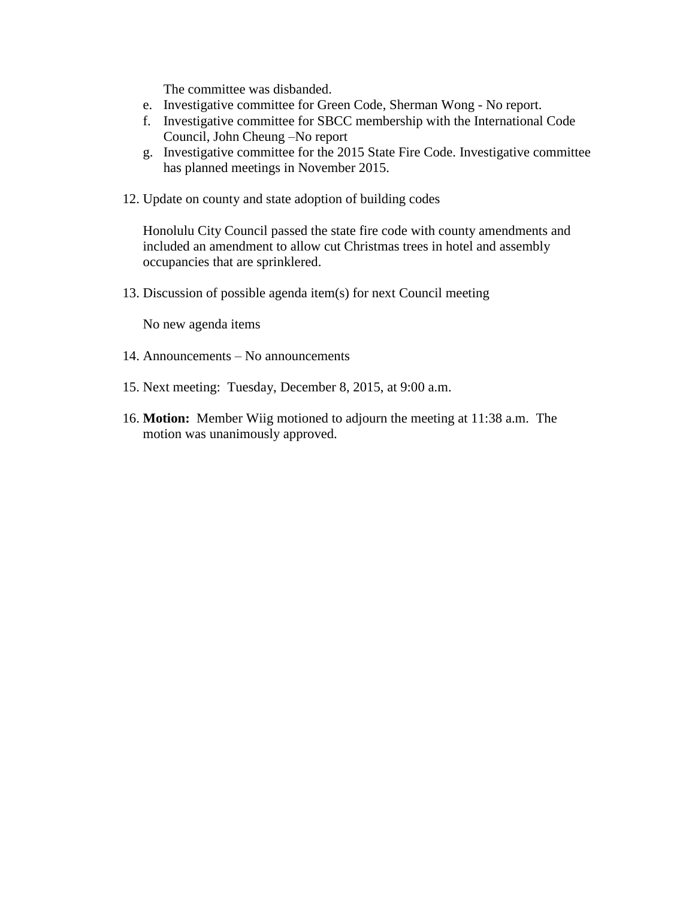The committee was disbanded.

e. Investigative committee for Green Code, Sherman Wong - No report.
f. Investigative committee for SBCC membership with the International Code Council, John Cheung –No report
g. Investigative committee for the 2015 State Fire Code. Investigative committee has planned meetings in November 2015.

12. Update on county and state adoption of building codes

    Honolulu City Council passed the state fire code with county amendments and included an amendment to allow cut Christmas trees in hotel and assembly occupancies that are sprinklered.

13. Discussion of possible agenda item(s) for next Council meeting

    No new agenda items

14. Announcements – No announcements

15. Next meeting: Tuesday, December 8, 2015, at 9:00 a.m.

16. **Motion:** Member Wiig motioned to adjourn the meeting at 11:38 a.m. The motion was unanimously approved.